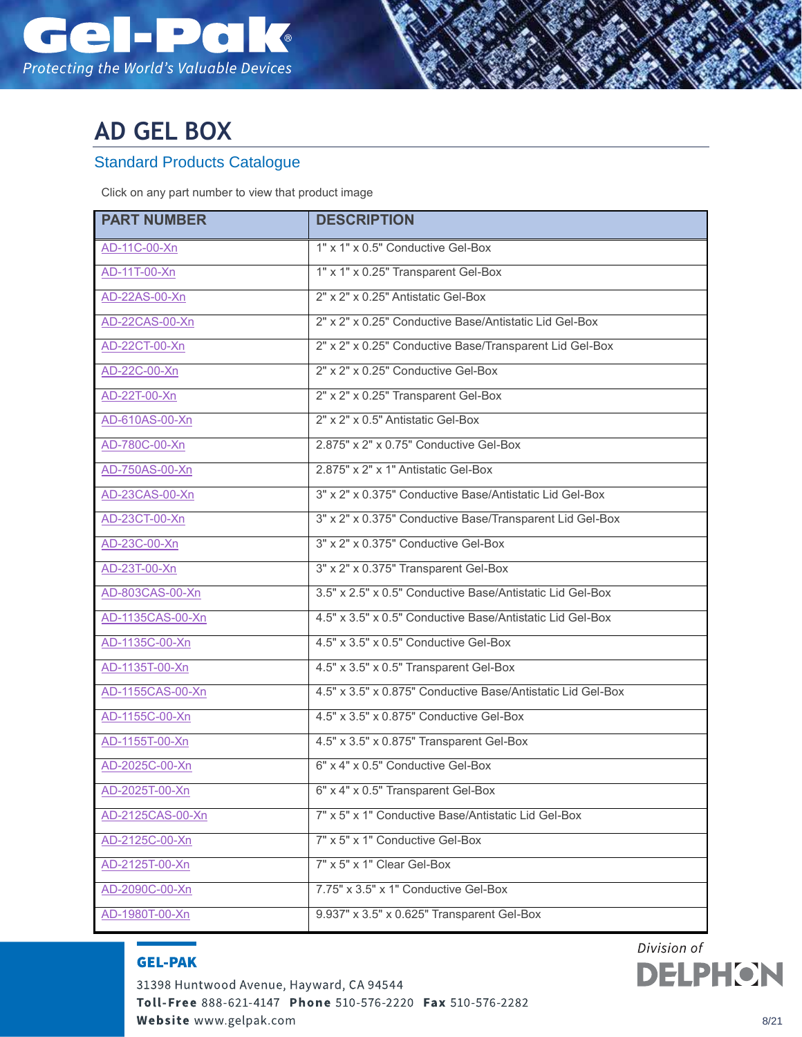Gel-Pak®

*Protecting the World's Valuable Devices*

# AD GEL BOX

## Standard Products Catalogue

Click on any part number to view that product image

| PART NUMBER | DESCRIPTION |
|---|---|
| AD-11C-00-Xn | 1" x 1" x 0.5" Conductive Gel-Box |
| AD-11T-00-Xn | 1" x 1" x 0.25" Transparent Gel-Box |
| AD-22AS-00-Xn | 2" x 2" x 0.25" Antistatic Gel-Box |
| AD-22CAS-00-Xn | 2" x 2" x 0.25" Conductive Base/Antistatic Lid Gel-Box |
| AD-22CT-00-Xn | 2" x 2" x 0.25" Conductive Base/Transparent Lid Gel-Box |
| AD-22C-00-Xn | 2" x 2" x 0.25" Conductive Gel-Box |
| AD-22T-00-Xn | 2" x 2" x 0.25" Transparent Gel-Box |
| AD-610AS-00-Xn | 2" x 2" x 0.5" Antistatic Gel-Box |
| AD-780C-00-Xn | 2.875" x 2" x 0.75" Conductive Gel-Box |
| AD-750AS-00-Xn | 2.875" x 2" x 1" Antistatic Gel-Box |
| AD-23CAS-00-Xn | 3" x 2" x 0.375" Conductive Base/Antistatic Lid Gel-Box |
| AD-23CT-00-Xn | 3" x 2" x 0.375" Conductive Base/Transparent Lid Gel-Box |
| AD-23C-00-Xn | 3" x 2" x 0.375" Conductive Gel-Box |
| AD-23T-00-Xn | 3" x 2" x 0.375" Transparent Gel-Box |
| AD-803CAS-00-Xn | 3.5" x 2.5" x 0.5" Conductive Base/Antistatic Lid Gel-Box |
| AD-1135CAS-00-Xn | 4.5" x 3.5" x 0.5" Conductive Base/Antistatic Lid Gel-Box |
| AD-1135C-00-Xn | 4.5" x 3.5" x 0.5" Conductive Gel-Box |
| AD-1135T-00-Xn | 4.5" x 3.5" x 0.5" Transparent Gel-Box |
| AD-1155CAS-00-Xn | 4.5" x 3.5" x 0.875" Conductive Base/Antistatic Lid Gel-Box |
| AD-1155C-00-Xn | 4.5" x 3.5" x 0.875" Conductive Gel-Box |
| AD-1155T-00-Xn | 4.5" x 3.5" x 0.875" Transparent Gel-Box |
| AD-2025C-00-Xn | 6" x 4" x 0.5" Conductive Gel-Box |
| AD-2025T-00-Xn | 6" x 4" x 0.5" Transparent Gel-Box |
| AD-2125CAS-00-Xn | 7" x 5" x 1" Conductive Base/Antistatic Lid Gel-Box |
| AD-2125C-00-Xn | 7" x 5" x 1" Conductive Gel-Box |
| AD-2125T-00-Xn | 7" x 5" x 1" Clear Gel-Box |
| AD-2090C-00-Xn | 7.75" x 3.5" x 1" Conductive Gel-Box |
| AD-1980T-00-Xn | 9.937" x 3.5" x 0.625" Transparent Gel-Box |

**GEL-PAK**

31398 Huntwood Avenue, Hayward, CA 94544

**Toll-Free** 888-621-4147 **Phone** 510-576-2220 **Fax** 510-576-2282

**Website** www.gelpak.com

*Division of* DELPHON

8/21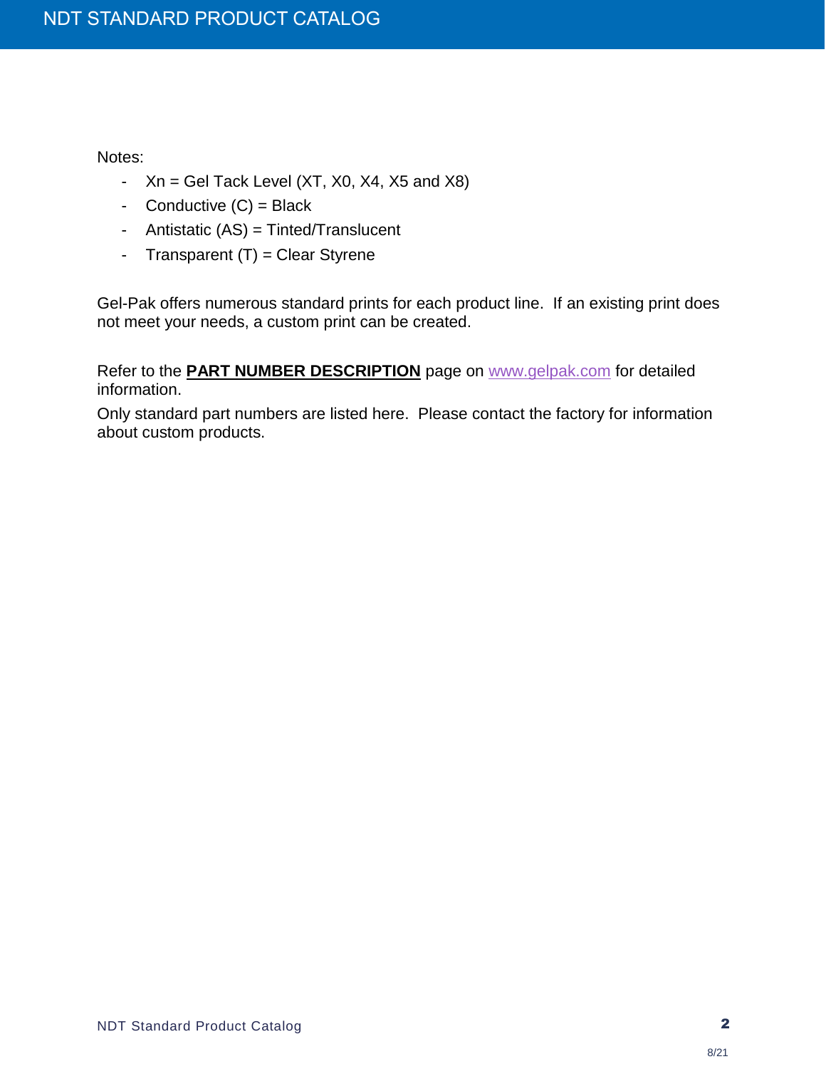Notes:

- Xn = Gel Tack Level (XT, X0, X4, X5 and X8)
- Conductive (C) = Black
- Antistatic (AS) = Tinted/Translucent
- Transparent (T) = Clear Styrene

Gel-Pak offers numerous standard prints for each product line. If an existing print does not meet your needs, a custom print can be created.

Refer to the **PART NUMBER DESCRIPTION** page on www.gelpak.com for detailed information.

Only standard part numbers are listed here. Please contact the factory for information about custom products.